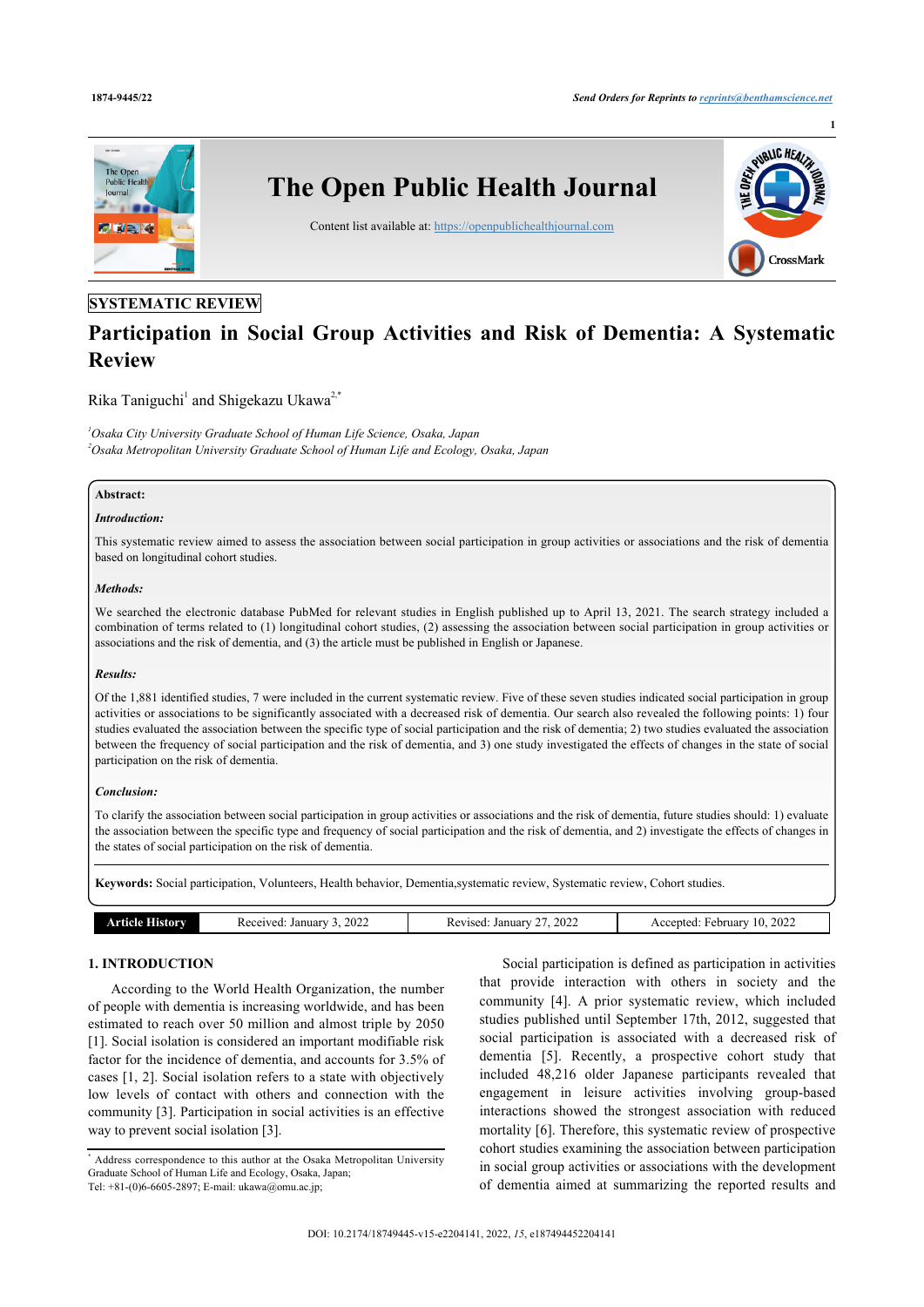SYSTEMATIC REVIEW

# Participation in Social Group Activities and Risk of Dementia: A Systematic Review

Rika Taniguchi[1] and Shigekazu Ukawa[2,*]

[1]*Osaka City University Graduate School of Human Life Science, Osaka, Japan*
[2]*Osaka Metropolitan University Graduate School of Human Life and Ecology, Osaka, Japan*

**Abstract:**

***Introduction:***

This systematic review aimed to assess the association between social participation in group activities or associations and the risk of dementia based on longitudinal cohort studies.

***Methods:***

We searched the electronic database PubMed for relevant studies in English published up to April 13, 2021. The search strategy included a combination of terms related to (1) longitudinal cohort studies, (2) assessing the association between social participation in group activities or associations and the risk of dementia, and (3) the article must be published in English or Japanese.

***Results:***

Of the 1,881 identified studies, 7 were included in the current systematic review. Five of these seven studies indicated social participation in group activities or associations to be significantly associated with a decreased risk of dementia. Our search also revealed the following points: 1) four studies evaluated the association between the specific type of social participation and the risk of dementia; 2) two studies evaluated the association between the frequency of social participation and the risk of dementia, and 3) one study investigated the effects of changes in the state of social participation on the risk of dementia.

***Conclusion:***

To clarify the association between social participation in group activities or associations and the risk of dementia, future studies should: 1) evaluate the association between the specific type and frequency of social participation and the risk of dementia, and 2) investigate the effects of changes in the states of social participation on the risk of dementia.

**Keywords:** Social participation, Volunteers, Health behavior, Dementia,systematic review, Systematic review, Cohort studies.

| Article History | Received: January 3, 2022 | Revised: January 27, 2022 | Accepted: February 10, 2022 |
|---|---|---|---|

## 1. INTRODUCTION

According to the World Health Organization, the number of people with dementia is increasing worldwide, and has been estimated to reach over 50 million and almost triple by 2050 [1]. Social isolation is considered an important modifiable risk factor for the incidence of dementia, and accounts for 3.5% of cases [1, 2]. Social isolation refers to a state with objectively low levels of contact with others and connection with the community [3]. Participation in social activities is an effective way to prevent social isolation [3].

Social participation is defined as participation in activities that provide interaction with others in society and the community [4]. A prior systematic review, which included studies published until September 17th, 2012, suggested that social participation is associated with a decreased risk of dementia [5]. Recently, a prospective cohort study that included 48,216 older Japanese participants revealed that engagement in leisure activities involving group-based interactions showed the strongest association with reduced mortality [6]. Therefore, this systematic review of prospective cohort studies examining the association between participation in social group activities or associations with the development of dementia aimed at summarizing the reported results and

* Address correspondence to this author at the Osaka Metropolitan University Graduate School of Human Life and Ecology, Osaka, Japan;
Tel: +81-(0)6-6605-2897; E-mail: ukawa@omu.ac.jp;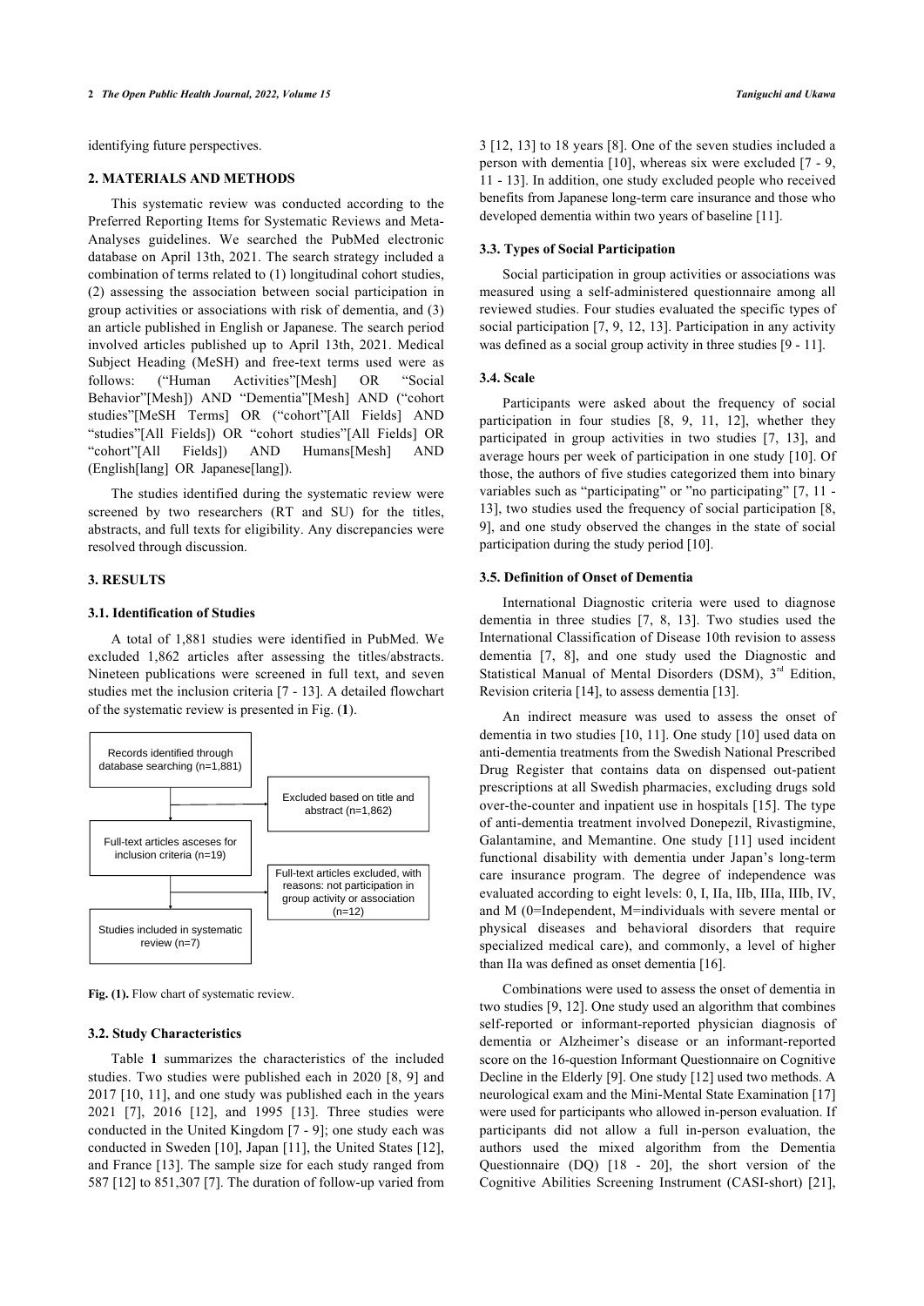identifying future perspectives.

## 2. MATERIALS AND METHODS

This systematic review was conducted according to the Preferred Reporting Items for Systematic Reviews and Meta-Analyses guidelines. We searched the PubMed electronic database on April 13th, 2021. The search strategy included a combination of terms related to (1) longitudinal cohort studies, (2) assessing the association between social participation in group activities or associations with risk of dementia, and (3) an article published in English or Japanese. The search period involved articles published up to April 13th, 2021. Medical Subject Heading (MeSH) and free-text terms used were as follows: ("Human Activities"[Mesh] OR "Social Behavior"[Mesh]) AND "Dementia"[Mesh] AND ("cohort studies"[MeSH Terms] OR ("cohort"[All Fields] AND "studies"[All Fields]) OR "cohort studies"[All Fields] OR "cohort"[All Fields]) AND Humans[Mesh] AND (English[lang] OR Japanese[lang]).

The studies identified during the systematic review were screened by two researchers (RT and SU) for the titles, abstracts, and full texts for eligibility. Any discrepancies were resolved through discussion.

## 3. RESULTS

### 3.1. Identification of Studies

A total of 1,881 studies were identified in PubMed. We excluded 1,862 articles after assessing the titles/abstracts. Nineteen publications were screened in full text, and seven studies met the inclusion criteria [7 - 13]. A detailed flowchart of the systematic review is presented in Fig. (**1**).

Records identified through database searching (n=1,881)

Excluded based on title and abstract (n=1,862)

Full-text articles asceses for inclusion criteria (n=19)

Full-text articles excluded, with reasons: not participation in group activity or association (n=12)

Studies included in systematic review (n=7)

**Fig. (1).** Flow chart of systematic review.

### 3.2. Study Characteristics

Table **1** summarizes the characteristics of the included studies. Two studies were published each in 2020 [8, 9] and 2017 [10, 11], and one study was published each in the years 2021 [7], 2016 [12], and 1995 [13]. Three studies were conducted in the United Kingdom [7 - 9]; one study each was conducted in Sweden [10], Japan [11], the United States [12], and France [13]. The sample size for each study ranged from 587 [12] to 851,307 [7]. The duration of follow-up varied from 3 [12, 13] to 18 years [8]. One of the seven studies included a person with dementia [10], whereas six were excluded [7 - 9, 11 - 13]. In addition, one study excluded people who received benefits from Japanese long-term care insurance and those who developed dementia within two years of baseline [11].

### 3.3. Types of Social Participation

Social participation in group activities or associations was measured using a self-administered questionnaire among all reviewed studies. Four studies evaluated the specific types of social participation [7, 9, 12, 13]. Participation in any activity was defined as a social group activity in three studies [9 - 11].

### 3.4. Scale

Participants were asked about the frequency of social participation in four studies [8, 9, 11, 12], whether they participated in group activities in two studies [7, 13], and average hours per week of participation in one study [10]. Of those, the authors of five studies categorized them into binary variables such as "participating" or "no participating" [7, 11 - 13], two studies used the frequency of social participation [8, 9], and one study observed the changes in the state of social participation during the study period [10].

### 3.5. Definition of Onset of Dementia

International Diagnostic criteria were used to diagnose dementia in three studies [7, 8, 13]. Two studies used the International Classification of Disease 10th revision to assess dementia [7, 8], and one study used the Diagnostic and Statistical Manual of Mental Disorders (DSM), 3rd Edition, Revision criteria [14], to assess dementia [13].

An indirect measure was used to assess the onset of dementia in two studies [10, 11]. One study [10] used data on anti-dementia treatments from the Swedish National Prescribed Drug Register that contains data on dispensed out-patient prescriptions at all Swedish pharmacies, excluding drugs sold over-the-counter and inpatient use in hospitals [15]. The type of anti-dementia treatment involved Donepezil, Rivastigmine, Galantamine, and Memantine. One study [11] used incident functional disability with dementia under Japan's long-term care insurance program. The degree of independence was evaluated according to eight levels: 0, I, IIa, IIb, IIIa, IIIb, IV, and M (0=Independent, M=individuals with severe mental or physical diseases and behavioral disorders that require specialized medical care), and commonly, a level of higher than IIa was defined as onset dementia [16].

Combinations were used to assess the onset of dementia in two studies [9, 12]. One study used an algorithm that combines self-reported or informant-reported physician diagnosis of dementia or Alzheimer's disease or an informant-reported score on the 16-question Informant Questionnaire on Cognitive Decline in the Elderly [9]. One study [12] used two methods. A neurological exam and the Mini-Mental State Examination [17] were used for participants who allowed in-person evaluation. If participants did not allow a full in-person evaluation, the authors used the mixed algorithm from the Dementia Questionnaire (DQ) [18 - 20], the short version of the Cognitive Abilities Screening Instrument (CASI-short) [21],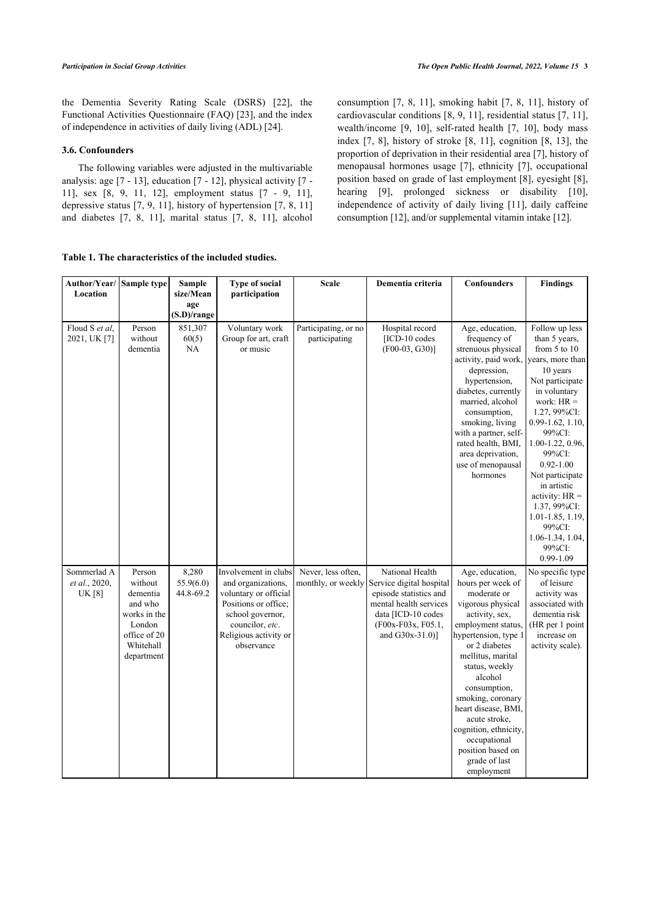the Dementia Severity Rating Scale (DSRS) [22], the Functional Activities Questionnaire (FAQ) [23], and the index of independence in activities of daily living (ADL) [24].

### 3.6. Confounders

The following variables were adjusted in the multivariable analysis: age [7 - 13], education [7 - 12], physical activity [7 - 11], sex [8, 9, 11, 12], employment status [7 - 9, 11], depressive status [7, 9, 11], history of hypertension [7, 8, 11] and diabetes [7, 8, 11], marital status [7, 8, 11], alcohol consumption [7, 8, 11], smoking habit [7, 8, 11], history of cardiovascular conditions [8, 9, 11], residential status [7, 11], wealth/income [9, 10], self-rated health [7, 10], body mass index [7, 8], history of stroke [8, 11], cognition [8, 13], the proportion of deprivation in their residential area [7], history of menopausal hormones usage [7], ethnicity [7], occupational position based on grade of last employment [8], eyesight [8], hearing [9], prolonged sickness or disability [10], independence of activity of daily living [11], daily caffeine consumption [12], and/or supplemental vitamin intake [12].

**Table 1. The characteristics of the included studies.**

| Author/Year/ Location | Sample type | Sample size/Mean age (S.D)/range | Type of social participation | Scale | Dementia criteria | Confounders | Findings |
|---|---|---|---|---|---|---|---|
| Floud S *et al*, 2021, UK [7] | Person without dementia | 851,307 60(5) NA | Voluntary work Group for art, craft or music | Participating, or no participating | Hospital record [ICD-10 codes (F00-03, G30)] | Age, education, frequency of strenuous physical activity, paid work, depression, hypertension, diabetes, currently married, alcohol consumption, smoking, living with a partner, self-rated health, BMI, area deprivation, use of menopausal hormones | Follow up less than 5 years, from 5 to 10 years, more than 10 years Not participate in voluntary work: HR = 1.27, 99%CI: 0.99-1.62, 1.10, 99%CI: 1.00-1.22, 0.96, 99%CI: 0.92-1.00 Not participate in artistic activity: HR = 1.37, 99%CI: 1.01-1.85, 1.19, 99%CI: 1.06-1.34, 1.04, 99%CI: 0.99-1.09 |
| Sommerlad A *et al*., 2020, UK [8] | Person without dementia and who works in the London office of 20 Whitehall department | 8,280 55.9(6.0) 44.8-69.2 | Involvement in clubs and organizations, voluntary or official Positions or office; school governor, councilor, *etc*. Religious activity or observance | Never, less often, monthly, or weekly | National Health Service digital hospital episode statistics and mental health services data [ICD-10 codes (F00x-F03x, F05.1, and G30x-31.0)] | Age, education, hours per week of moderate or vigorous physical activity, sex, employment status, hypertension, type 1 or 2 diabetes mellitus, marital status, weekly alcohol consumption, smoking, coronary heart disease, BMI, acute stroke, cognition, ethnicity, occupational position based on grade of last employment | No specific type of leisure activity was associated with dementia risk (HR per 1 point increase on activity scale). |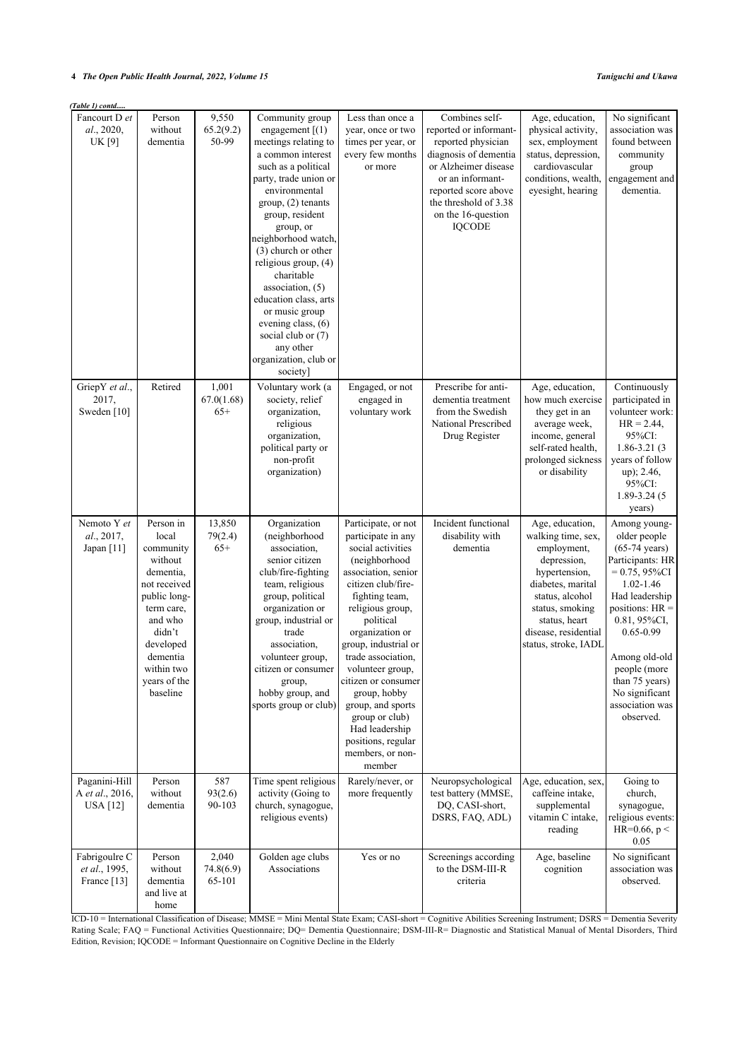*(Table 1) contd.....*

| | | | | | | | |
|---|---|---|---|---|---|---|---|
| Fancourt D *et al*., 2020, UK [9] | Person without dementia | 9,550 65.2(9.2) 50-99 | Community group engagement [(1) meetings relating to a common interest such as a political party, trade union or environmental group, (2) tenants group, resident group, or neighborhood watch, (3) church or other religious group, (4) charitable association, (5) education class, arts or music group evening class, (6) social club or (7) any other organization, club or society] | Less than once a year, once or two times per year, or every few months or more | Combines self-reported or informant-reported physician diagnosis of dementia or Alzheimer disease or an informant-reported score above the threshold of 3.38 on the 16-question IQCODE | Age, education, physical activity, sex, employment status, depression, cardiovascular conditions, wealth, eyesight, hearing | No significant association was found between community group engagement and dementia. |
| GriepY *et al*., 2017, Sweden [10] | Retired | 1,001 67.0(1.68) 65+ | Voluntary work (a society, relief organization, religious organization, political party or non-profit organization) | Engaged, or not engaged in voluntary work | Prescribe for anti-dementia treatment from the Swedish National Prescribed Drug Register | Age, education, how much exercise they get in an average week, income, general self-rated health, prolonged sickness or disability | Continuously participated in volunteer work: HR = 2.44, 95%CI: 1.86-3.21 (3 years of follow up); 2.46, 95%CI: 1.89-3.24 (5 years) |
| Nemoto Y *et al*., 2017, Japan [11] | Person in local community without dementia, not received public long-term care, and who didn't developed dementia within two years of the baseline | 13,850 79(2.4) 65+ | Organization (neighborhood association, senior citizen club/fire-fighting team, religious group, political organization or group, industrial or trade association, volunteer group, citizen or consumer group, hobby group, and sports group or club) | Participate, or not participate in any social activities (neighborhood association, senior citizen club/fire-fighting team, religious group, political organization or group, industrial or trade association, volunteer group, citizen or consumer group, hobby group, and sports group or club) Had leadership positions, regular members, or non-member | Incident functional disability with dementia | Age, education, walking time, sex, employment, depression, hypertension, diabetes, marital status, alcohol status, smoking status, heart disease, residential status, stroke, IADL | Among young-older people (65-74 years) Participants: HR = 0.75, 95%CI 1.02-1.46 Had leadership positions: HR = 0.81, 95%CI, 0.65-0.99<br><br>Among old-old people (more than 75 years) No significant association was observed. |
| Paganini-Hill A *et al*., 2016, USA [12] | Person without dementia | 587 93(2.6) 90-103 | Time spent religious activity (Going to church, synagogue, religious events) | Rarely/never, or more frequently | Neuropsychological test battery (MMSE, DQ, CASI-short, DSRS, FAQ, ADL) | Age, education, sex, caffeine intake, supplemental vitamin C intake, reading | Going to church, synagogue, religious events: HR=0.66, p < 0.05 |
| Fabrigoulre C *et al*., 1995, France [13] | Person without dementia and live at home | 2,040 74.8(6.9) 65-101 | Golden age clubs Associations | Yes or no | Screenings according to the DSM-III-R criteria | Age, baseline cognition | No significant association was observed. |

ICD-10 = International Classification of Disease; MMSE = Mini Mental State Exam; CASI-short = Cognitive Abilities Screening Instrument; DSRS = Dementia Severity Rating Scale; FAQ = Functional Activities Questionnaire; DQ= Dementia Questionnaire; DSM-III-R= Diagnostic and Statistical Manual of Mental Disorders, Third Edition, Revision; IQCODE = Informant Questionnaire on Cognitive Decline in the Elderly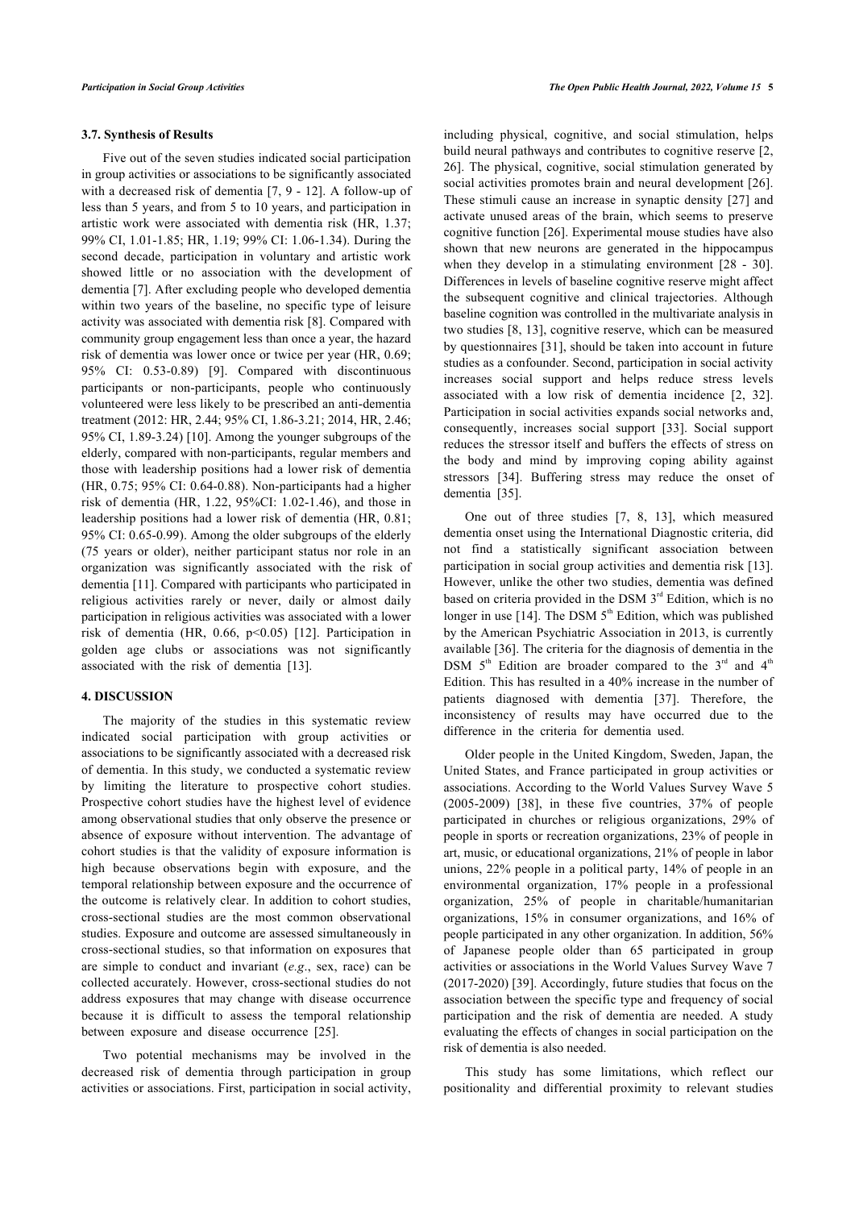### 3.7. Synthesis of Results

Five out of the seven studies indicated social participation in group activities or associations to be significantly associated with a decreased risk of dementia [7, 9 - 12]. A follow-up of less than 5 years, and from 5 to 10 years, and participation in artistic work were associated with dementia risk (HR, 1.37; 99% CI, 1.01-1.85; HR, 1.19; 99% CI: 1.06-1.34). During the second decade, participation in voluntary and artistic work showed little or no association with the development of dementia [7]. After excluding people who developed dementia within two years of the baseline, no specific type of leisure activity was associated with dementia risk [8]. Compared with community group engagement less than once a year, the hazard risk of dementia was lower once or twice per year (HR, 0.69; 95% CI: 0.53-0.89) [9]. Compared with discontinuous participants or non-participants, people who continuously volunteered were less likely to be prescribed an anti-dementia treatment (2012: HR, 2.44; 95% CI, 1.86-3.21; 2014, HR, 2.46; 95% CI, 1.89-3.24) [10]. Among the younger subgroups of the elderly, compared with non-participants, regular members and those with leadership positions had a lower risk of dementia (HR, 0.75; 95% CI: 0.64-0.88). Non-participants had a higher risk of dementia (HR, 1.22, 95%CI: 1.02-1.46), and those in leadership positions had a lower risk of dementia (HR, 0.81; 95% CI: 0.65-0.99). Among the older subgroups of the elderly (75 years or older), neither participant status nor role in an organization was significantly associated with the risk of dementia [11]. Compared with participants who participated in religious activities rarely or never, daily or almost daily participation in religious activities was associated with a lower risk of dementia (HR, 0.66, $p<0.05$) [12]. Participation in golden age clubs or associations was not significantly associated with the risk of dementia [13].

## 4. DISCUSSION

The majority of the studies in this systematic review indicated social participation with group activities or associations to be significantly associated with a decreased risk of dementia. In this study, we conducted a systematic review by limiting the literature to prospective cohort studies. Prospective cohort studies have the highest level of evidence among observational studies that only observe the presence or absence of exposure without intervention. The advantage of cohort studies is that the validity of exposure information is high because observations begin with exposure, and the temporal relationship between exposure and the occurrence of the outcome is relatively clear. In addition to cohort studies, cross-sectional studies are the most common observational studies. Exposure and outcome are assessed simultaneously in cross-sectional studies, so that information on exposures that are simple to conduct and invariant (*e.g.*, sex, race) can be collected accurately. However, cross-sectional studies do not address exposures that may change with disease occurrence because it is difficult to assess the temporal relationship between exposure and disease occurrence [25].

Two potential mechanisms may be involved in the decreased risk of dementia through participation in group activities or associations. First, participation in social activity, including physical, cognitive, and social stimulation, helps build neural pathways and contributes to cognitive reserve [2, 26]. The physical, cognitive, social stimulation generated by social activities promotes brain and neural development [26]. These stimuli cause an increase in synaptic density [27] and activate unused areas of the brain, which seems to preserve cognitive function [26]. Experimental mouse studies have also shown that new neurons are generated in the hippocampus when they develop in a stimulating environment [28 - 30]. Differences in levels of baseline cognitive reserve might affect the subsequent cognitive and clinical trajectories. Although baseline cognition was controlled in the multivariate analysis in two studies [8, 13], cognitive reserve, which can be measured by questionnaires [31], should be taken into account in future studies as a confounder. Second, participation in social activity increases social support and helps reduce stress levels associated with a low risk of dementia incidence [2, 32]. Participation in social activities expands social networks and, consequently, increases social support [33]. Social support reduces the stressor itself and buffers the effects of stress on the body and mind by improving coping ability against stressors [34]. Buffering stress may reduce the onset of dementia [35].

One out of three studies [7, 8, 13], which measured dementia onset using the International Diagnostic criteria, did not find a statistically significant association between participation in social group activities and dementia risk [13]. However, unlike the other two studies, dementia was defined based on criteria provided in the DSM 3rd Edition, which is no longer in use [14]. The DSM 5th Edition, which was published by the American Psychiatric Association in 2013, is currently available [36]. The criteria for the diagnosis of dementia in the DSM 5th Edition are broader compared to the 3rd and 4th Edition. This has resulted in a 40% increase in the number of patients diagnosed with dementia [37]. Therefore, the inconsistency of results may have occurred due to the difference in the criteria for dementia used.

Older people in the United Kingdom, Sweden, Japan, the United States, and France participated in group activities or associations. According to the World Values Survey Wave 5 (2005-2009) [38], in these five countries, 37% of people participated in churches or religious organizations, 29% of people in sports or recreation organizations, 23% of people in art, music, or educational organizations, 21% of people in labor unions, 22% people in a political party, 14% of people in an environmental organization, 17% people in a professional organization, 25% of people in charitable/humanitarian organizations, 15% in consumer organizations, and 16% of people participated in any other organization. In addition, 56% of Japanese people older than 65 participated in group activities or associations in the World Values Survey Wave 7 (2017-2020) [39]. Accordingly, future studies that focus on the association between the specific type and frequency of social participation and the risk of dementia are needed. A study evaluating the effects of changes in social participation on the risk of dementia is also needed.

This study has some limitations, which reflect our positionality and differential proximity to relevant studies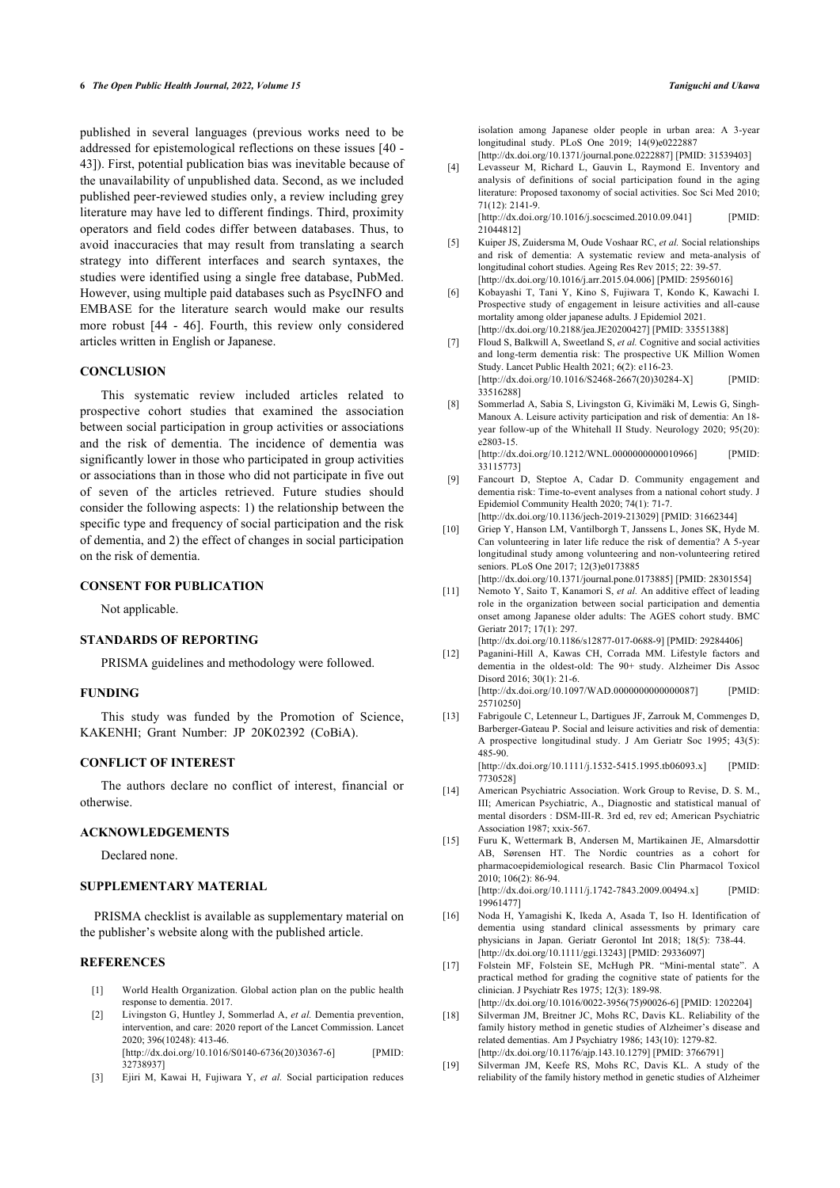published in several languages (previous works need to be addressed for epistemological reflections on these issues [40 - 43]). First, potential publication bias was inevitable because of the unavailability of unpublished data. Second, as we included published peer-reviewed studies only, a review including grey literature may have led to different findings. Third, proximity operators and field codes differ between databases. Thus, to avoid inaccuracies that may result from translating a search strategy into different interfaces and search syntaxes, the studies were identified using a single free database, PubMed. However, using multiple paid databases such as PsycINFO and EMBASE for the literature search would make our results more robust [44 - 46]. Fourth, this review only considered articles written in English or Japanese.

## CONCLUSION

This systematic review included articles related to prospective cohort studies that examined the association between social participation in group activities or associations and the risk of dementia. The incidence of dementia was significantly lower in those who participated in group activities or associations than in those who did not participate in five out of seven of the articles retrieved. Future studies should consider the following aspects: 1) the relationship between the specific type and frequency of social participation and the risk of dementia, and 2) the effect of changes in social participation on the risk of dementia.

## CONSENT FOR PUBLICATION

Not applicable.

## STANDARDS OF REPORTING

PRISMA guidelines and methodology were followed.

## FUNDING

This study was funded by the Promotion of Science, KAKENHI; Grant Number: JP 20K02392 (CoBiA).

## CONFLICT OF INTEREST

The authors declare no conflict of interest, financial or otherwise.

## ACKNOWLEDGEMENTS

Declared none.

## SUPPLEMENTARY MATERIAL

PRISMA checklist is available as supplementary material on the publisher's website along with the published article.

## REFERENCES

[1] World Health Organization. Global action plan on the public health response to dementia. 2017.

[2] Livingston G, Huntley J, Sommerlad A, *et al.* Dementia prevention, intervention, and care: 2020 report of the Lancet Commission. Lancet 2020; 396(10248): 413-46. [http://dx.doi.org/10.1016/S0140-6736(20)30367-6] [PMID: 32738937]

[3] Ejiri M, Kawai H, Fujiwara Y, *et al.* Social participation reduces isolation among Japanese older people in urban area: A 3-year longitudinal study. PLoS One 2019; 14(9)e0222887 [http://dx.doi.org/10.1371/journal.pone.0222887] [PMID: 31539403]

[4] Levasseur M, Richard L, Gauvin L, Raymond E. Inventory and analysis of definitions of social participation found in the aging literature: Proposed taxonomy of social activities. Soc Sci Med 2010; 71(12): 2141-9. [http://dx.doi.org/10.1016/j.socscimed.2010.09.041] [PMID: 21044812]

[5] Kuiper JS, Zuidersma M, Oude Voshaar RC, *et al.* Social relationships and risk of dementia: A systematic review and meta-analysis of longitudinal cohort studies. Ageing Res Rev 2015; 22: 39-57. [http://dx.doi.org/10.1016/j.arr.2015.04.006] [PMID: 25956016]

[6] Kobayashi T, Tani Y, Kino S, Fujiwara T, Kondo K, Kawachi I. Prospective study of engagement in leisure activities and all-cause mortality among older japanese adults. J Epidemiol 2021. [http://dx.doi.org/10.2188/jea.JE20200427] [PMID: 33551388]

[7] Floud S, Balkwill A, Sweetland S, *et al.* Cognitive and social activities and long-term dementia risk: The prospective UK Million Women Study. Lancet Public Health 2021; 6(2): e116-23. [http://dx.doi.org/10.1016/S2468-2667(20)30284-X] [PMID: 33516288]

[8] Sommerlad A, Sabia S, Livingston G, Kivimäki M, Lewis G, Singh-Manoux A. Leisure activity participation and risk of dementia: An 18-year follow-up of the Whitehall II Study. Neurology 2020; 95(20): e2803-15. [http://dx.doi.org/10.1212/WNL.0000000000010966] [PMID: 33115773]

[9] Fancourt D, Steptoe A, Cadar D. Community engagement and dementia risk: Time-to-event analyses from a national cohort study. J Epidemiol Community Health 2020; 74(1): 71-7. [http://dx.doi.org/10.1136/jech-2019-213029] [PMID: 31662344]

[10] Griep Y, Hanson LM, Vantilborgh T, Janssens L, Jones SK, Hyde M. Can volunteering in later life reduce the risk of dementia? A 5-year longitudinal study among volunteering and non-volunteering retired seniors. PLoS One 2017; 12(3)e0173885 [http://dx.doi.org/10.1371/journal.pone.0173885] [PMID: 28301554]

[11] Nemoto Y, Saito T, Kanamori S, *et al.* An additive effect of leading role in the organization between social participation and dementia onset among Japanese older adults: The AGES cohort study. BMC Geriatr 2017; 17(1): 297. [http://dx.doi.org/10.1186/s12877-017-0688-9] [PMID: 29284406]

[12] Paganini-Hill A, Kawas CH, Corrada MM. Lifestyle factors and dementia in the oldest-old: The 90+ study. Alzheimer Dis Assoc Disord 2016; 30(1): 21-6. [http://dx.doi.org/10.1097/WAD.0000000000000087] [PMID: 25710250]

[13] Fabrigoule C, Letenneur L, Dartigues JF, Zarrouk M, Commenges D, Barberger-Gateau P. Social and leisure activities and risk of dementia: A prospective longitudinal study. J Am Geriatr Soc 1995; 43(5): 485-90. [http://dx.doi.org/10.1111/j.1532-5415.1995.tb06093.x] [PMID: 7730528]

[14] American Psychiatric Association. Work Group to Revise, D. S. M., III; American Psychiatric, A., Diagnostic and statistical manual of mental disorders : DSM-III-R. 3rd ed, rev ed; American Psychiatric Association 1987; xxix-567.

[15] Furu K, Wettermark B, Andersen M, Martikainen JE, Almarsdottir AB, Sørensen HT. The Nordic countries as a cohort for pharmacoepidemiological research. Basic Clin Pharmacol Toxicol 2010; 106(2): 86-94. [http://dx.doi.org/10.1111/j.1742-7843.2009.00494.x] [PMID: 19961477]

[16] Noda H, Yamagishi K, Ikeda A, Asada T, Iso H. Identification of dementia using standard clinical assessments by primary care physicians in Japan. Geriatr Gerontol Int 2018; 18(5): 738-44. [http://dx.doi.org/10.1111/ggi.13243] [PMID: 29336097]

[17] Folstein MF, Folstein SE, McHugh PR. "Mini-mental state". A practical method for grading the cognitive state of patients for the clinician. J Psychiatr Res 1975; 12(3): 189-98. [http://dx.doi.org/10.1016/0022-3956(75)90026-6] [PMID: 1202204]

[18] Silverman JM, Breitner JC, Mohs RC, Davis KL. Reliability of the family history method in genetic studies of Alzheimer's disease and related dementias. Am J Psychiatry 1986; 143(10): 1279-82. [http://dx.doi.org/10.1176/ajp.143.10.1279] [PMID: 3766791]

[19] Silverman JM, Keefe RS, Mohs RC, Davis KL. A study of the reliability of the family history method in genetic studies of Alzheimer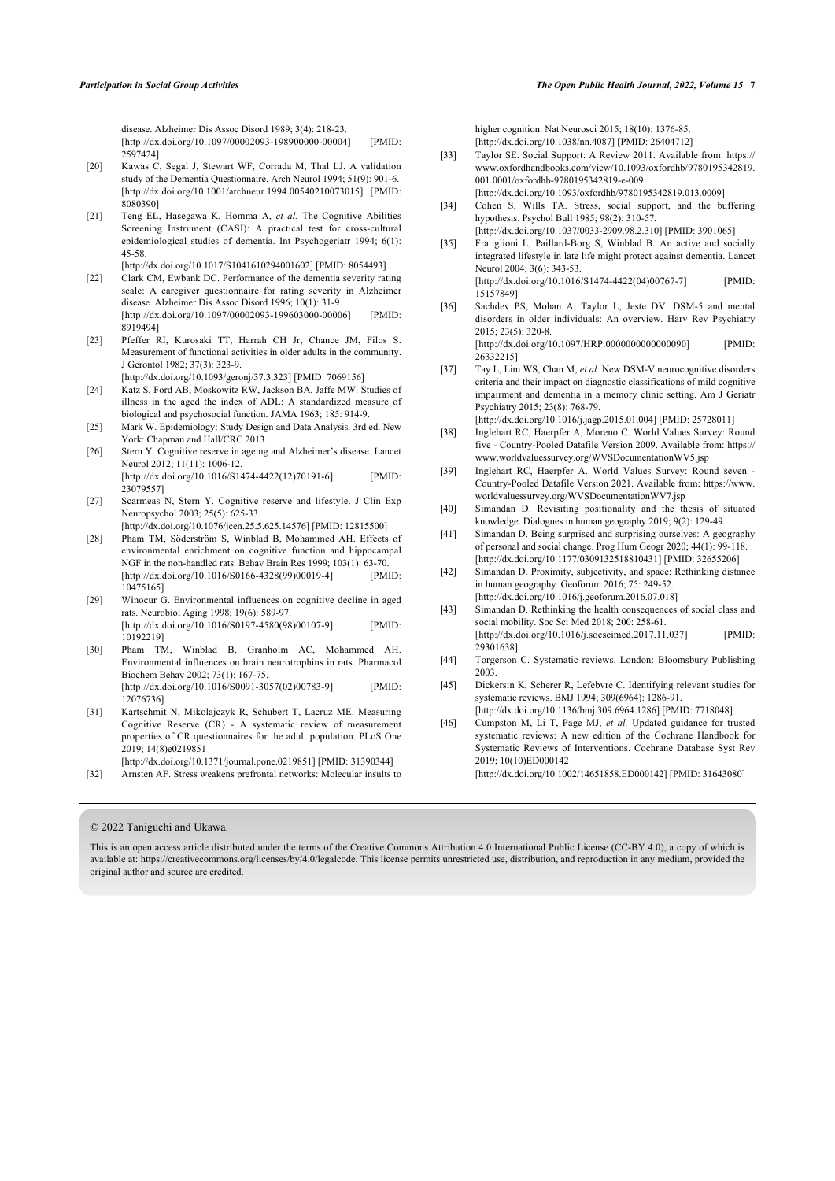disease. Alzheimer Dis Assoc Disord 1989; 3(4): 218-23. [http://dx.doi.org/10.1097/00002093-198900000-00004] [PMID: 2597424]

[20] Kawas C, Segal J, Stewart WF, Corrada M, Thal LJ. A validation study of the Dementia Questionnaire. Arch Neurol 1994; 51(9): 901-6. [http://dx.doi.org/10.1001/archneur.1994.00540210073015] [PMID: 8080390]

[21] Teng EL, Hasegawa K, Homma A, *et al.* The Cognitive Abilities Screening Instrument (CASI): A practical test for cross-cultural epidemiological studies of dementia. Int Psychogeriatr 1994; 6(1): 45-58. [http://dx.doi.org/10.1017/S1041610294001602] [PMID: 8054493]

[22] Clark CM, Ewbank DC. Performance of the dementia severity rating scale: A caregiver questionnaire for rating severity in Alzheimer disease. Alzheimer Dis Assoc Disord 1996; 10(1): 31-9. [http://dx.doi.org/10.1097/00002093-199603000-00006] [PMID: 8919494]

[23] Pfeffer RI, Kurosaki TT, Harrah CH Jr, Chance JM, Filos S. Measurement of functional activities in older adults in the community. J Gerontol 1982; 37(3): 323-9. [http://dx.doi.org/10.1093/geronj/37.3.323] [PMID: 7069156]

[24] Katz S, Ford AB, Moskowitz RW, Jackson BA, Jaffe MW. Studies of illness in the aged the index of ADL: A standardized measure of biological and psychosocial function. JAMA 1963; 185: 914-9.

[25] Mark W. Epidemiology: Study Design and Data Analysis. 3rd ed. New York: Chapman and Hall/CRC 2013.

[26] Stern Y. Cognitive reserve in ageing and Alzheimer's disease. Lancet Neurol 2012; 11(11): 1006-12. [http://dx.doi.org/10.1016/S1474-4422(12)70191-6] [PMID: 23079557]

[27] Scarmeas N, Stern Y. Cognitive reserve and lifestyle. J Clin Exp Neuropsychol 2003; 25(5): 625-33. [http://dx.doi.org/10.1076/jcen.25.5.625.14576] [PMID: 12815500]

[28] Pham TM, Söderström S, Winblad B, Mohammed AH. Effects of environmental enrichment on cognitive function and hippocampal NGF in the non-handled rats. Behav Brain Res 1999; 103(1): 63-70. [http://dx.doi.org/10.1016/S0166-4328(99)00019-4] [PMID: 10475165]

[29] Winocur G. Environmental influences on cognitive decline in aged rats. Neurobiol Aging 1998; 19(6): 589-97. [http://dx.doi.org/10.1016/S0197-4580(98)00107-9] [PMID: 10192219]

[30] Pham TM, Winblad B, Granholm AC, Mohammed AH. Environmental influences on brain neurotrophins in rats. Pharmacol Biochem Behav 2002; 73(1): 167-75. [http://dx.doi.org/10.1016/S0091-3057(02)00783-9] [PMID: 12076736]

[31] Kartschmit N, Mikolajczyk R, Schubert T, Lacruz ME. Measuring Cognitive Reserve (CR) - A systematic review of measurement properties of CR questionnaires for the adult population. PLoS One 2019; 14(8)e0219851 [http://dx.doi.org/10.1371/journal.pone.0219851] [PMID: 31390344]

[32] Arnsten AF. Stress weakens prefrontal networks: Molecular insults to higher cognition. Nat Neurosci 2015; 18(10): 1376-85. [http://dx.doi.org/10.1038/nn.4087] [PMID: 26404712]

[33] Taylor SE. Social Support: A Review 2011. Available from: https://www.oxfordhandbooks.com/view/10.1093/oxfordhb/9780195342819.001.0001/oxfordhb-9780195342819-e-009 [http://dx.doi.org/10.1093/oxfordhb/9780195342819.013.0009]

[34] Cohen S, Wills TA. Stress, social support, and the buffering hypothesis. Psychol Bull 1985; 98(2): 310-57. [http://dx.doi.org/10.1037/0033-2909.98.2.310] [PMID: 3901065]

[35] Fratiglioni L, Paillard-Borg S, Winblad B. An active and socially integrated lifestyle in late life might protect against dementia. Lancet Neurol 2004; 3(6): 343-53. [http://dx.doi.org/10.1016/S1474-4422(04)00767-7] [PMID: 15157849]

[36] Sachdev PS, Mohan A, Taylor L, Jeste DV. DSM-5 and mental disorders in older individuals: An overview. Harv Rev Psychiatry 2015; 23(5): 320-8. [http://dx.doi.org/10.1097/HRP.0000000000000090] [PMID: 26332215]

[37] Tay L, Lim WS, Chan M, *et al.* New DSM-V neurocognitive disorders criteria and their impact on diagnostic classifications of mild cognitive impairment and dementia in a memory clinic setting. Am J Geriatr Psychiatry 2015; 23(8): 768-79. [http://dx.doi.org/10.1016/j.jagp.2015.01.004] [PMID: 25728011]

[38] Inglehart RC, Haerpfer A, Moreno C. World Values Survey: Round five - Country-Pooled Datafile Version 2009. Available from: https://www.worldvaluessurvey.org/WVSDocumentationWV5.jsp

[39] Inglehart RC, Haerpfer A. World Values Survey: Round seven - Country-Pooled Datafile Version 2021. Available from: https://www.worldvaluessurvey.org/WVSDocumentationWV7.jsp

[40] Simandan D. Revisiting positionality and the thesis of situated knowledge. Dialogues in human geography 2019; 9(2): 129-49.

[41] Simandan D. Being surprised and surprising ourselves: A geography of personal and social change. Prog Hum Geogr 2020; 44(1): 99-118. [http://dx.doi.org/10.1177/0309132518810431] [PMID: 32655206]

[42] Simandan D. Proximity, subjectivity, and space: Rethinking distance in human geography. Geoforum 2016; 75: 249-52. [http://dx.doi.org/10.1016/j.geoforum.2016.07.018]

[43] Simandan D. Rethinking the health consequences of social class and social mobility. Soc Sci Med 2018; 200: 258-61. [http://dx.doi.org/10.1016/j.socscimed.2017.11.037] [PMID: 29301638]

[44] Torgerson C. Systematic reviews. London: Bloomsbury Publishing 2003.

[45] Dickersin K, Scherer R, Lefebvre C. Identifying relevant studies for systematic reviews. BMJ 1994; 309(6964): 1286-91. [http://dx.doi.org/10.1136/bmj.309.6964.1286] [PMID: 7718048]

[46] Cumpston M, Li T, Page MJ, *et al.* Updated guidance for trusted systematic reviews: A new edition of the Cochrane Handbook for Systematic Reviews of Interventions. Cochrane Database Syst Rev 2019; 10(10)ED000142 [http://dx.doi.org/10.1002/14651858.ED000142] [PMID: 31643080]

© 2022 Taniguchi and Ukawa.

This is an open access article distributed under the terms of the Creative Commons Attribution 4.0 International Public License (CC-BY 4.0), a copy of which is available at: https://creativecommons.org/licenses/by/4.0/legalcode. This license permits unrestricted use, distribution, and reproduction in any medium, provided the original author and source are credited.